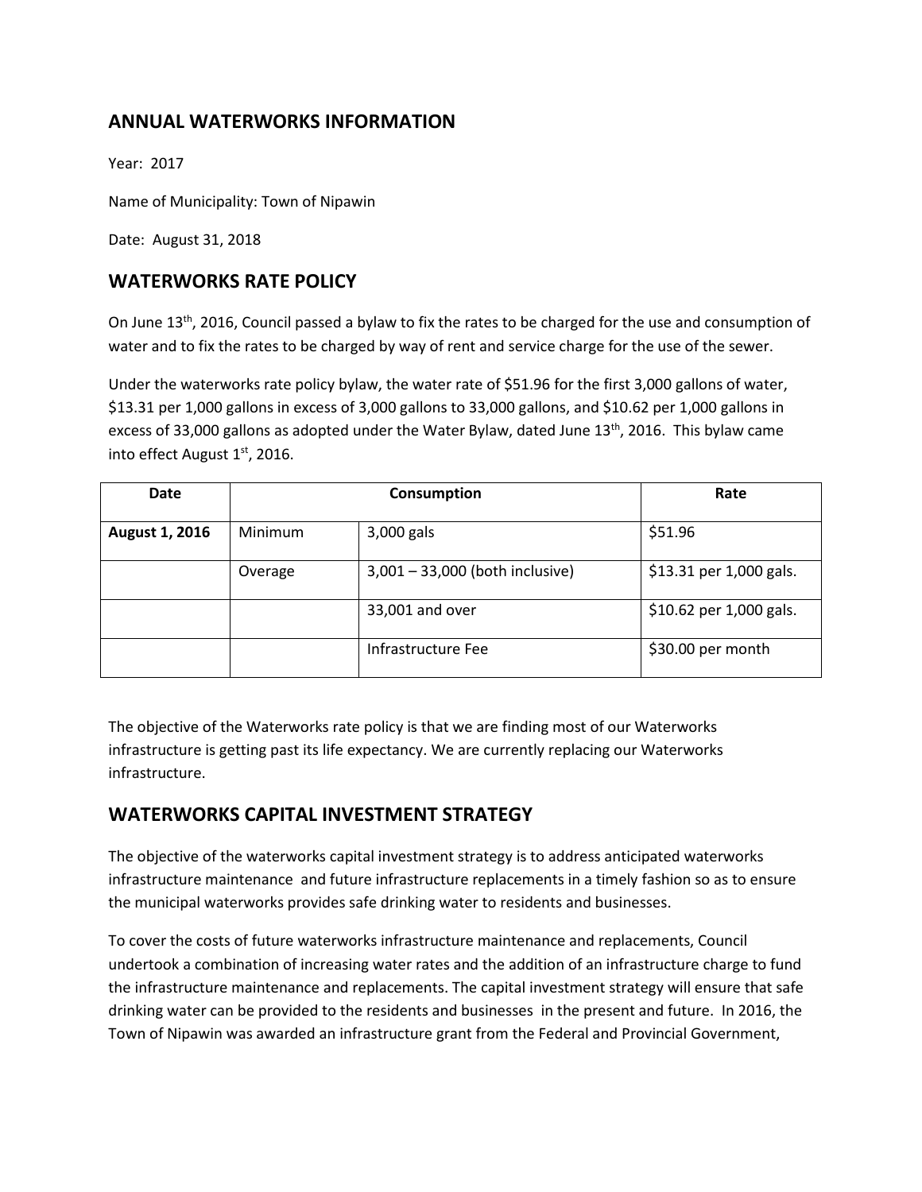## ANNUAL WATERWORKS INFORMATION

Year: 2017

Name of Municipality: Town of Nipawin

Date: August 31, 2018

## WATERWORKS RATE POLICY

On June 13th, 2016, Council passed a bylaw to fix the rates to be charged for the use and consumption of water and to fix the rates to be charged by way of rent and service charge for the use of the sewer.

Under the waterworks rate policy bylaw, the water rate of $51.96 for the first 3,000 gallons of water, $13.31 per 1,000 gallons in excess of 3,000 gallons to 33,000 gallons, and $10.62 per 1,000 gallons in excess of 33,000 gallons as adopted under the Water Bylaw, dated June 13th, 2016. This bylaw came into effect August 1st, 2016.

| Date | Consumption | | Rate |
|---|---|---|---|
| **August 1, 2016** | Minimum | 3,000 gals | $51.96 |
| | Overage | 3,001 – 33,000 (both inclusive) | $13.31 per 1,000 gals. |
| | | 33,001 and over | $10.62 per 1,000 gals. |
| | | Infrastructure Fee | $30.00 per month |

The objective of the Waterworks rate policy is that we are finding most of our Waterworks infrastructure is getting past its life expectancy. We are currently replacing our Waterworks infrastructure.

## WATERWORKS CAPITAL INVESTMENT STRATEGY

The objective of the waterworks capital investment strategy is to address anticipated waterworks infrastructure maintenance and future infrastructure replacements in a timely fashion so as to ensure the municipal waterworks provides safe drinking water to residents and businesses.

To cover the costs of future waterworks infrastructure maintenance and replacements, Council undertook a combination of increasing water rates and the addition of an infrastructure charge to fund the infrastructure maintenance and replacements. The capital investment strategy will ensure that safe drinking water can be provided to the residents and businesses in the present and future. In 2016, the Town of Nipawin was awarded an infrastructure grant from the Federal and Provincial Government,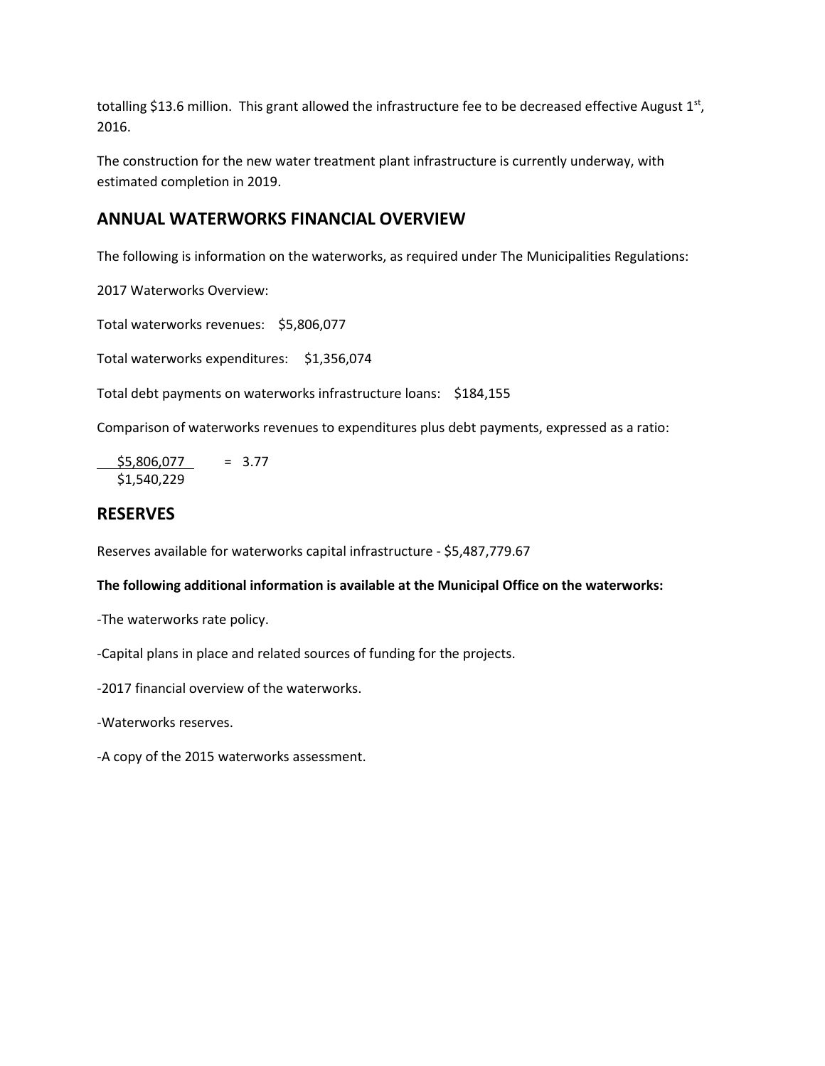totalling $13.6 million. This grant allowed the infrastructure fee to be decreased effective August 1st, 2016.

The construction for the new water treatment plant infrastructure is currently underway, with estimated completion in 2019.

## ANNUAL WATERWORKS FINANCIAL OVERVIEW

The following is information on the waterworks, as required under The Municipalities Regulations:

2017 Waterworks Overview:

Total waterworks revenues: $5,806,077

Total waterworks expenditures: $1,356,074

Total debt payments on waterworks infrastructure loans: $184,155

Comparison of waterworks revenues to expenditures plus debt payments, expressed as a ratio:

$$\frac{\$5,806,077}{\$1,540,229} = 3.77$$

## RESERVES

Reserves available for waterworks capital infrastructure - $5,487,779.67

**The following additional information is available at the Municipal Office on the waterworks:**

-The waterworks rate policy.

-Capital plans in place and related sources of funding for the projects.

-2017 financial overview of the waterworks.

-Waterworks reserves.

-A copy of the 2015 waterworks assessment.